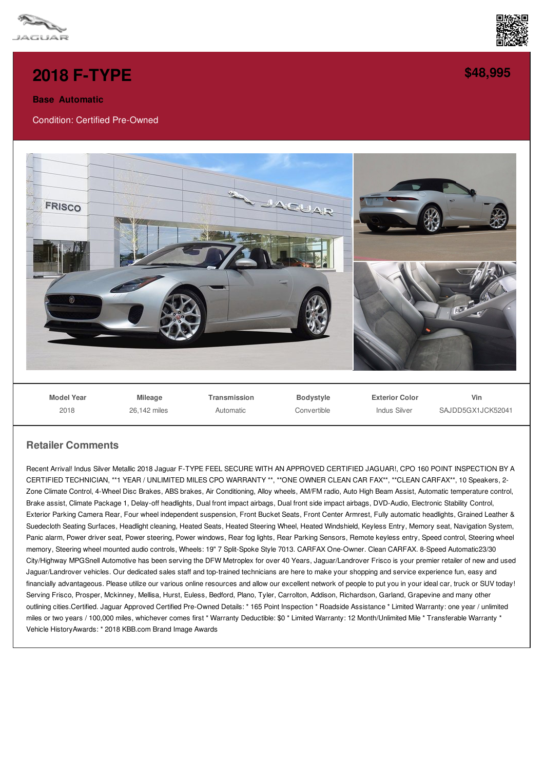# 2018 F-TYPE

**$48,995**

**Base Automatic**

Condition: Certified Pre-Owned

| Model Year | Mileage | Transmission | Bodystyle | Exterior Color | Vin |
|---|---|---|---|---|---|
| 2018 | 26,142 miles | Automatic | Convertible | Indus Silver | SAJDD5GX1JCK52041 |

## Retailer Comments

Recent Arrival! Indus Silver Metallic 2018 Jaguar F-TYPE FEEL SECURE WITH AN APPROVED CERTIFIED JAGUAR!, CPO 160 POINT INSPECTION BY A CERTIFIED TECHNICIAN, **1 YEAR / UNLIMITED MILES CPO WARRANTY **, **ONE OWNER CLEAN CAR FAX**, **CLEAN CARFAX**, 10 Speakers, 2-Zone Climate Control, 4-Wheel Disc Brakes, ABS brakes, Air Conditioning, Alloy wheels, AM/FM radio, Auto High Beam Assist, Automatic temperature control, Brake assist, Climate Package 1, Delay-off headlights, Dual front impact airbags, Dual front side impact airbags, DVD-Audio, Electronic Stability Control, Exterior Parking Camera Rear, Four wheel independent suspension, Front Bucket Seats, Front Center Armrest, Fully automatic headlights, Grained Leather & Suedecloth Seating Surfaces, Headlight cleaning, Heated Seats, Heated Steering Wheel, Heated Windshield, Keyless Entry, Memory seat, Navigation System, Panic alarm, Power driver seat, Power steering, Power windows, Rear fog lights, Rear Parking Sensors, Remote keyless entry, Speed control, Steering wheel memory, Steering wheel mounted audio controls, Wheels: 19" 7 Split-Spoke Style 7013. CARFAX One-Owner. Clean CARFAX. 8-Speed Automatic23/30 City/Highway MPGSnell Automotive has been serving the DFW Metroplex for over 40 Years, Jaguar/Landrover Frisco is your premier retailer of new and used Jaguar/Landrover vehicles. Our dedicated sales staff and top-trained technicians are here to make your shopping and service experience fun, easy and financially advantageous. Please utilize our various online resources and allow our excellent network of people to put you in your ideal car, truck or SUV today! Serving Frisco, Prosper, Mckinney, Mellisa, Hurst, Euless, Bedford, Plano, Tyler, Carrolton, Addison, Richardson, Garland, Grapevine and many other outlining cities.Certified. Jaguar Approved Certified Pre-Owned Details: * 165 Point Inspection * Roadside Assistance * Limited Warranty: one year / unlimited miles or two years / 100,000 miles, whichever comes first * Warranty Deductible: $0 * Limited Warranty: 12 Month/Unlimited Mile * Transferable Warranty * Vehicle HistoryAwards: * 2018 KBB.com Brand Image Awards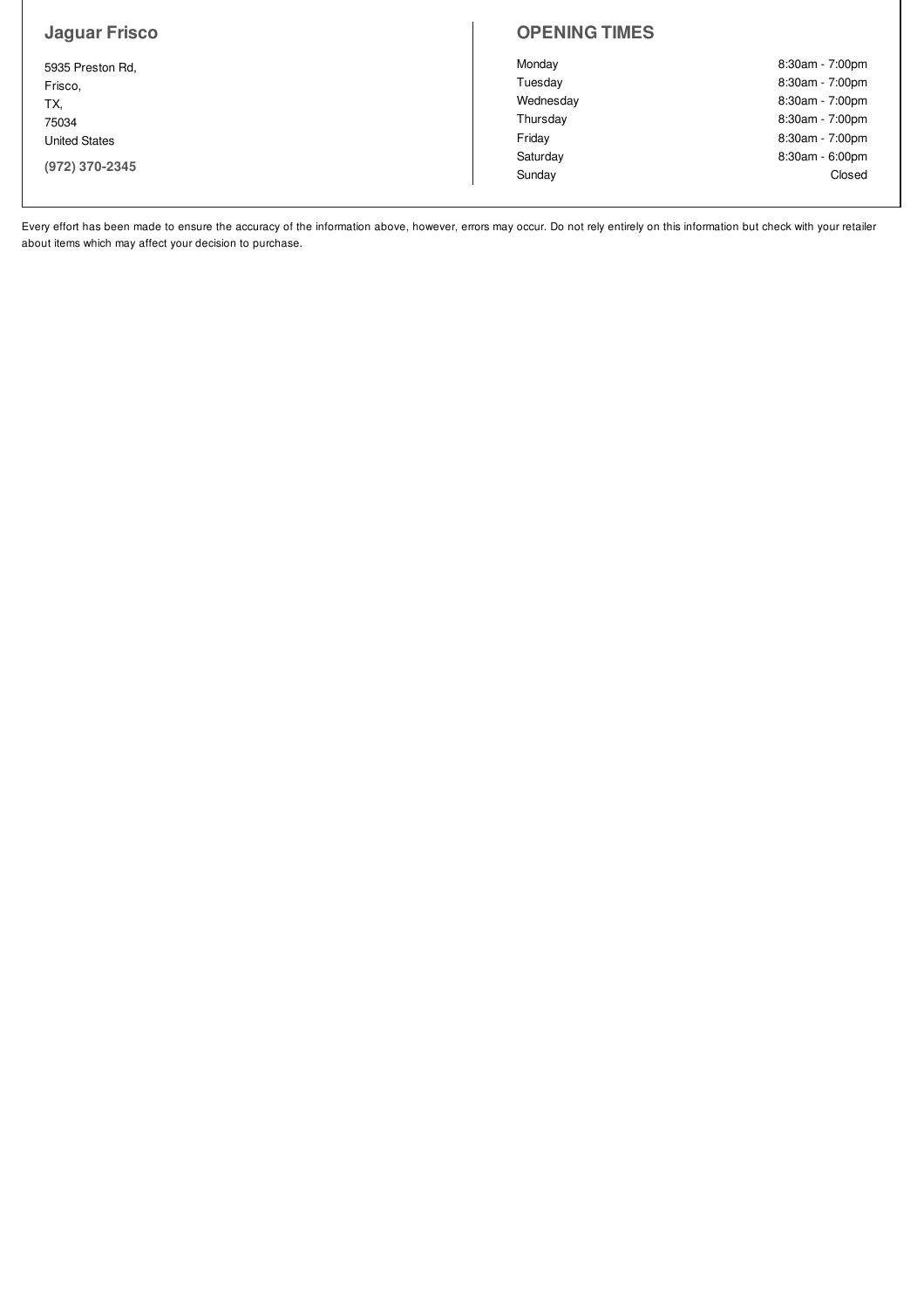## Jaguar Frisco

5935 Preston Rd,
Frisco,
TX,
75034
United States

**(972) 370-2345**

## OPENING TIMES

| | |
|---|---|
| Monday | 8:30am - 7:00pm |
| Tuesday | 8:30am - 7:00pm |
| Wednesday | 8:30am - 7:00pm |
| Thursday | 8:30am - 7:00pm |
| Friday | 8:30am - 7:00pm |
| Saturday | 8:30am - 6:00pm |
| Sunday | Closed |

Every effort has been made to ensure the accuracy of the information above, however, errors may occur. Do not rely entirely on this information but check with your retailer about items which may affect your decision to purchase.